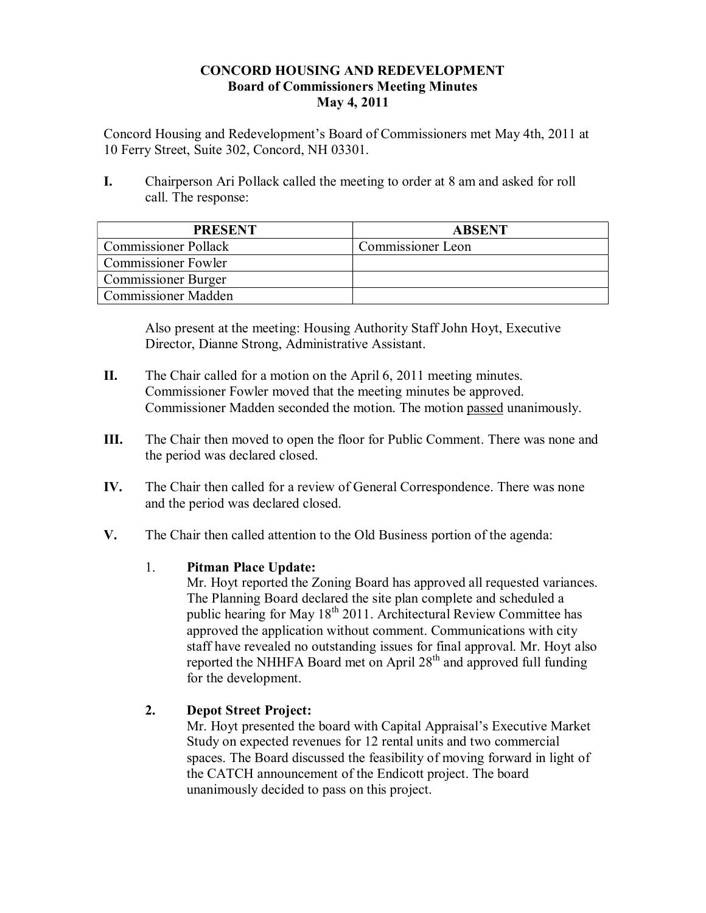# CONCORD HOUSING AND REDEVELOPMENT
## Board of Commissioners Meeting Minutes
## May 4, 2011

Concord Housing and Redevelopment's Board of Commissioners met May 4th, 2011 at 10 Ferry Street, Suite 302, Concord, NH 03301.

**I.** Chairperson Ari Pollack called the meeting to order at 8 am and asked for roll call. The response:

| PRESENT | ABSENT |
|---|---|
| Commissioner Pollack | Commissioner Leon |
| Commissioner Fowler | |
| Commissioner Burger | |
| Commissioner Madden | |

Also present at the meeting: Housing Authority Staff John Hoyt, Executive Director, Dianne Strong, Administrative Assistant.

**II.** The Chair called for a motion on the April 6, 2011 meeting minutes. Commissioner Fowler moved that the meeting minutes be approved. Commissioner Madden seconded the motion. The motion passed unanimously.

**III.** The Chair then moved to open the floor for Public Comment. There was none and the period was declared closed.

**IV.** The Chair then called for a review of General Correspondence. There was none and the period was declared closed.

**V.** The Chair then called attention to the Old Business portion of the agenda:

1. **Pitman Place Update:**
   Mr. Hoyt reported the Zoning Board has approved all requested variances. The Planning Board declared the site plan complete and scheduled a public hearing for May 18th 2011. Architectural Review Committee has approved the application without comment. Communications with city staff have revealed no outstanding issues for final approval. Mr. Hoyt also reported the NHHFA Board met on April 28th and approved full funding for the development.

2. **Depot Street Project:**
   Mr. Hoyt presented the board with Capital Appraisal's Executive Market Study on expected revenues for 12 rental units and two commercial spaces. The Board discussed the feasibility of moving forward in light of the CATCH announcement of the Endicott project. The board unanimously decided to pass on this project.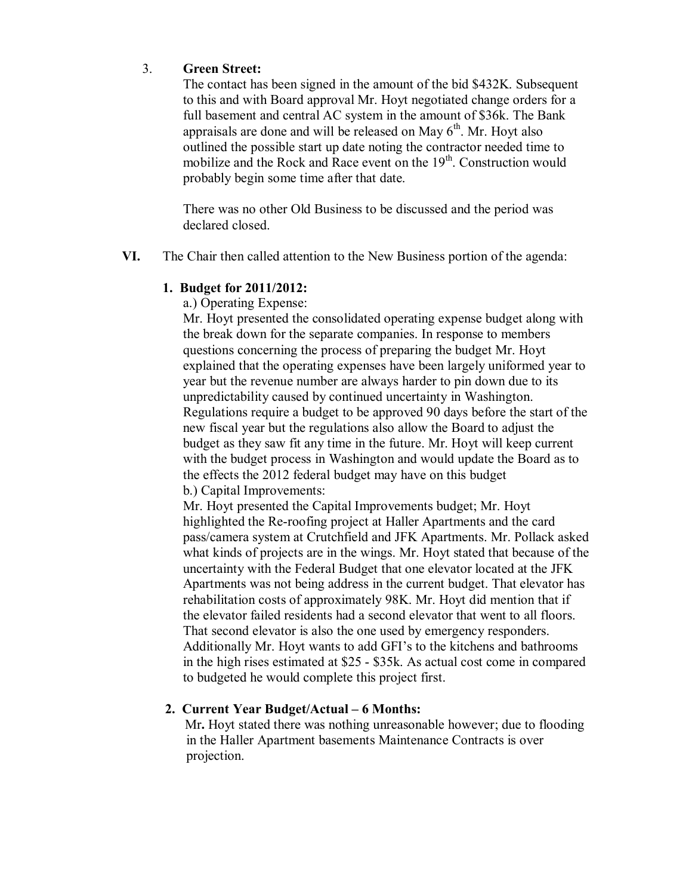3. **Green Street:**

   The contact has been signed in the amount of the bid \$432K. Subsequent to this and with Board approval Mr. Hoyt negotiated change orders for a full basement and central AC system in the amount of \$36k. The Bank appraisals are done and will be released on May 6th. Mr. Hoyt also outlined the possible start up date noting the contractor needed time to mobilize and the Rock and Race event on the 19th. Construction would probably begin some time after that date.

   There was no other Old Business to be discussed and the period was declared closed.

**VI.** The Chair then called attention to the New Business portion of the agenda:

1. **Budget for 2011/2012:**

   a.) Operating Expense:

   Mr. Hoyt presented the consolidated operating expense budget along with the break down for the separate companies. In response to members questions concerning the process of preparing the budget Mr. Hoyt explained that the operating expenses have been largely uniformed year to year but the revenue number are always harder to pin down due to its unpredictability caused by continued uncertainty in Washington. Regulations require a budget to be approved 90 days before the start of the new fiscal year but the regulations also allow the Board to adjust the budget as they saw fit any time in the future. Mr. Hoyt will keep current with the budget process in Washington and would update the Board as to the effects the 2012 federal budget may have on this budget

   b.) Capital Improvements:

   Mr. Hoyt presented the Capital Improvements budget; Mr. Hoyt highlighted the Re-roofing project at Haller Apartments and the card pass/camera system at Crutchfield and JFK Apartments. Mr. Pollack asked what kinds of projects are in the wings. Mr. Hoyt stated that because of the uncertainty with the Federal Budget that one elevator located at the JFK Apartments was not being address in the current budget. That elevator has rehabilitation costs of approximately 98K. Mr. Hoyt did mention that if the elevator failed residents had a second elevator that went to all floors. That second elevator is also the one used by emergency responders. Additionally Mr. Hoyt wants to add GFI's to the kitchens and bathrooms in the high rises estimated at \$25 - \$35k. As actual cost come in compared to budgeted he would complete this project first.

2. **Current Year Budget/Actual – 6 Months:**

   Mr**.** Hoyt stated there was nothing unreasonable however; due to flooding in the Haller Apartment basements Maintenance Contracts is over projection.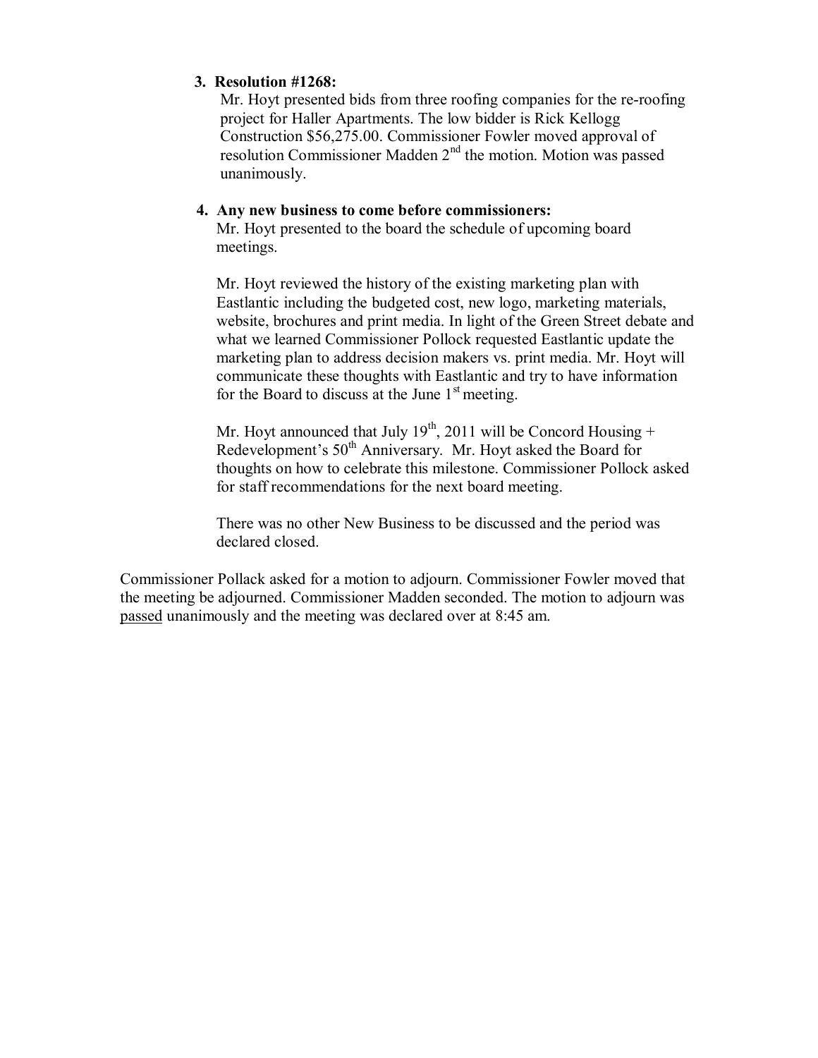3. **Resolution #1268:**
   Mr. Hoyt presented bids from three roofing companies for the re-roofing project for Haller Apartments. The low bidder is Rick Kellogg Construction $56,275.00. Commissioner Fowler moved approval of resolution Commissioner Madden 2nd the motion. Motion was passed unanimously.

4. **Any new business to come before commissioners:**
   Mr. Hoyt presented to the board the schedule of upcoming board meetings.

   Mr. Hoyt reviewed the history of the existing marketing plan with Eastlantic including the budgeted cost, new logo, marketing materials, website, brochures and print media. In light of the Green Street debate and what we learned Commissioner Pollock requested Eastlantic update the marketing plan to address decision makers vs. print media. Mr. Hoyt will communicate these thoughts with Eastlantic and try to have information for the Board to discuss at the June 1st meeting.

   Mr. Hoyt announced that July 19th, 2011 will be Concord Housing + Redevelopment's 50th Anniversary. Mr. Hoyt asked the Board for thoughts on how to celebrate this milestone. Commissioner Pollock asked for staff recommendations for the next board meeting.

   There was no other New Business to be discussed and the period was declared closed.

Commissioner Pollack asked for a motion to adjourn. Commissioner Fowler moved that the meeting be adjourned. Commissioner Madden seconded. The motion to adjourn was <u>passed</u> unanimously and the meeting was declared over at 8:45 am.